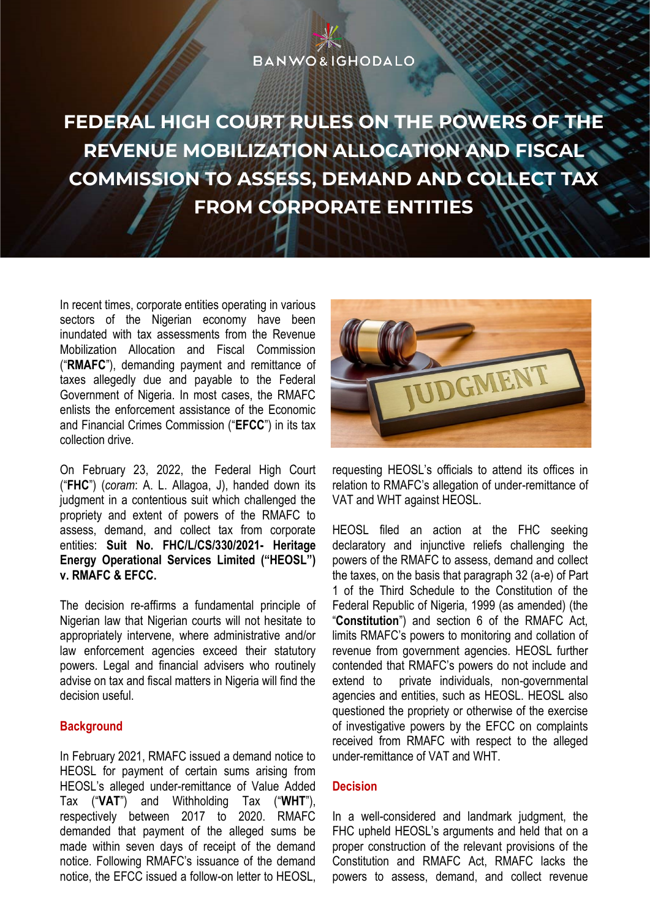BANWO & IGHODALO

# FEDERAL HIGH COURT RULES ON THE POWERS OF THE REVENUE MOBILIZATION ALLOCATION AND FISCAL COMMISSION TO ASSESS, DEMAND AND COLLECT TAX FROM CORPORATE ENTITIES

In recent times, corporate entities operating in various sectors of the Nigerian economy have been inundated with tax assessments from the Revenue Mobilization Allocation and Fiscal Commission ("**RMAFC**"), demanding payment and remittance of taxes allegedly due and payable to the Federal Government of Nigeria. In most cases, the RMAFC enlists the enforcement assistance of the Economic and Financial Crimes Commission ("**EFCC**") in its tax collection drive.

On February 23, 2022, the Federal High Court ("**FHC**") (*coram*: A. L. Allagoa, J), handed down its judgment in a contentious suit which challenged the propriety and extent of powers of the RMAFC to assess, demand, and collect tax from corporate entities: **Suit No. FHC/L/CS/330/2021- Heritage Energy Operational Services Limited ("HEOSL") v. RMAFC & EFCC.**

The decision re-affirms a fundamental principle of Nigerian law that Nigerian courts will not hesitate to appropriately intervene, where administrative and/or law enforcement agencies exceed their statutory powers. Legal and financial advisers who routinely advise on tax and fiscal matters in Nigeria will find the decision useful.

## Background

In February 2021, RMAFC issued a demand notice to HEOSL for payment of certain sums arising from HEOSL's alleged under-remittance of Value Added Tax ("**VAT**") and Withholding Tax ("**WHT**"), respectively between 2017 to 2020. RMAFC demanded that payment of the alleged sums be made within seven days of receipt of the demand notice. Following RMAFC's issuance of the demand notice, the EFCC issued a follow-on letter to HEOSL, requesting HEOSL's officials to attend its offices in relation to RMAFC's allegation of under-remittance of VAT and WHT against HEOSL.

HEOSL filed an action at the FHC seeking declaratory and injunctive reliefs challenging the powers of the RMAFC to assess, demand and collect the taxes, on the basis that paragraph 32 (a-e) of Part 1 of the Third Schedule to the Constitution of the Federal Republic of Nigeria, 1999 (as amended) (the "**Constitution**") and section 6 of the RMAFC Act, limits RMAFC's powers to monitoring and collation of revenue from government agencies. HEOSL further contended that RMAFC's powers do not include and extend to private individuals, non-governmental agencies and entities, such as HEOSL. HEOSL also questioned the propriety or otherwise of the exercise of investigative powers by the EFCC on complaints received from RMAFC with respect to the alleged under-remittance of VAT and WHT.

## Decision

In a well-considered and landmark judgment, the FHC upheld HEOSL's arguments and held that on a proper construction of the relevant provisions of the Constitution and RMAFC Act, RMAFC lacks the powers to assess, demand, and collect revenue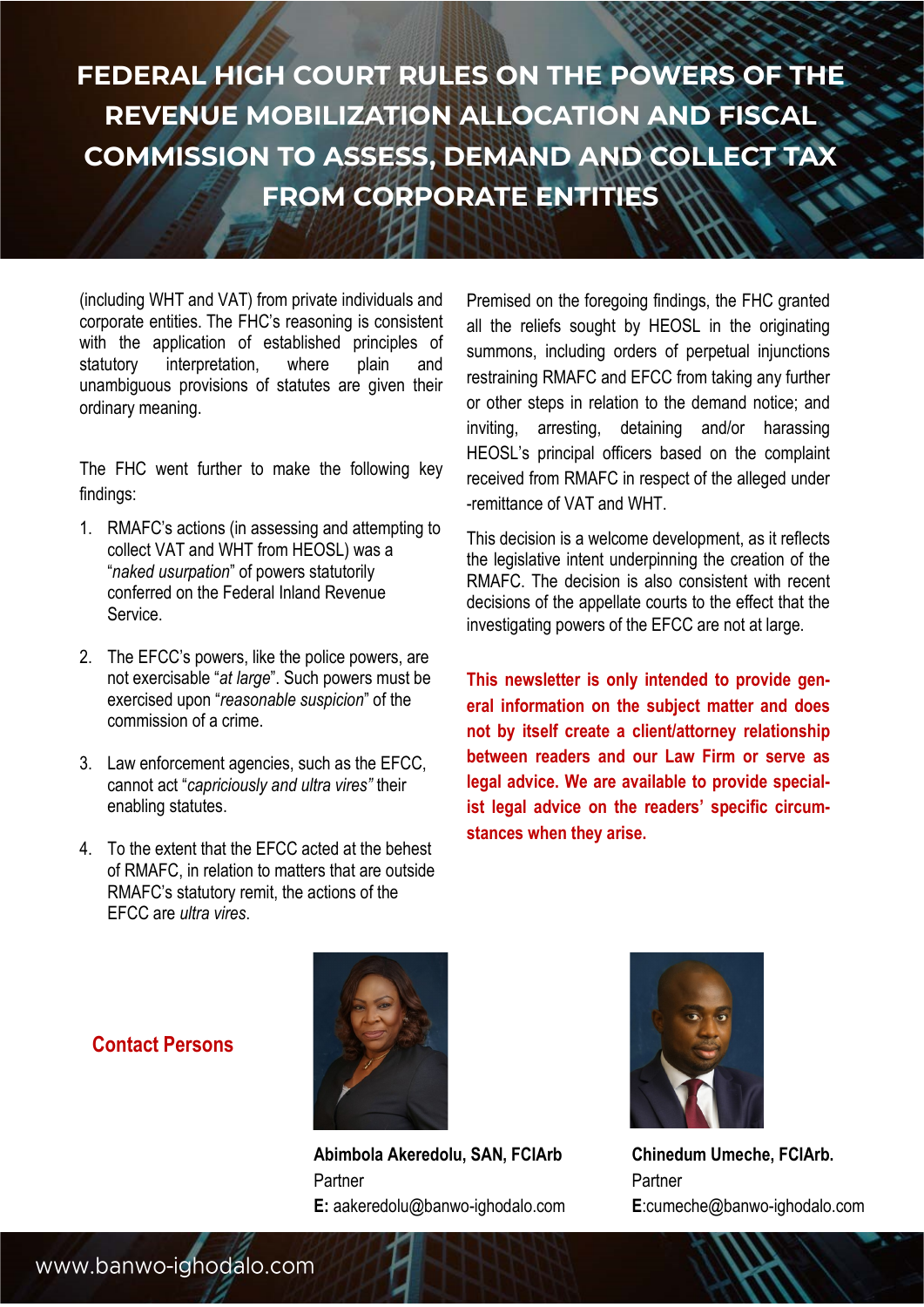# FEDERAL HIGH COURT RULES ON THE POWERS OF THE REVENUE MOBILIZATION ALLOCATION AND FISCAL COMMISSION TO ASSESS, DEMAND AND COLLECT TAX FROM CORPORATE ENTITIES

(including WHT and VAT) from private individuals and corporate entities. The FHC's reasoning is consistent with the application of established principles of statutory interpretation, where plain and unambiguous provisions of statutes are given their ordinary meaning.

The FHC went further to make the following key findings:

1. RMAFC's actions (in assessing and attempting to collect VAT and WHT from HEOSL) was a "*naked usurpation*" of powers statutorily conferred on the Federal Inland Revenue Service.

2. The EFCC's powers, like the police powers, are not exercisable "*at large*". Such powers must be exercised upon "*reasonable suspicion*" of the commission of a crime.

3. Law enforcement agencies, such as the EFCC, cannot act "*capriciously and ultra vires"* their enabling statutes.

4. To the extent that the EFCC acted at the behest of RMAFC, in relation to matters that are outside RMAFC's statutory remit, the actions of the EFCC are *ultra vires*.

Premised on the foregoing findings, the FHC granted all the reliefs sought by HEOSL in the originating summons, including orders of perpetual injunctions restraining RMAFC and EFCC from taking any further or other steps in relation to the demand notice; and inviting, arresting, detaining and/or harassing HEOSL's principal officers based on the complaint received from RMAFC in respect of the alleged under-remittance of VAT and WHT.

This decision is a welcome development, as it reflects the legislative intent underpinning the creation of the RMAFC. The decision is also consistent with recent decisions of the appellate courts to the effect that the investigating powers of the EFCC are not at large.

**This newsletter is only intended to provide general information on the subject matter and does not by itself create a client/attorney relationship between readers and our Law Firm or serve as legal advice. We are available to provide specialist legal advice on the readers' specific circumstances when they arise.**

**Contact Persons**

**Abimbola Akeredolu, SAN, FCIArb**
Partner
**E:** aakeredolu@banwo-ighodalo.com

**Chinedum Umeche, FCIArb.**
Partner
**E**:cumeche@banwo-ighodalo.com

www.banwo-ighodalo.com